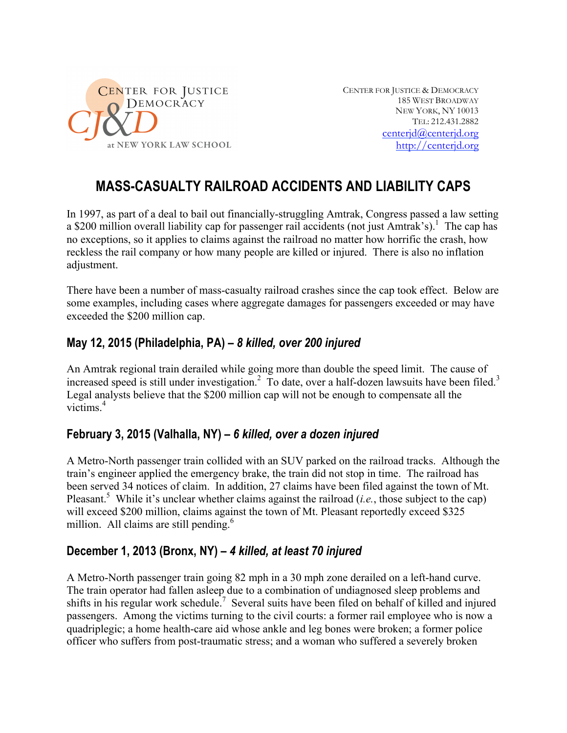CENTER FOR JUSTICE & DEMOCRACY
at NEW YORK LAW SCHOOL

CENTER FOR JUSTICE & DEMOCRACY
185 WEST BROADWAY
NEW YORK, NY 10013
TEL: 212.431.2882
centerjd@centerjd.org
http://centerjd.org

# MASS-CASUALTY RAILROAD ACCIDENTS AND LIABILITY CAPS

In 1997, as part of a deal to bail out financially-struggling Amtrak, Congress passed a law setting a $200 million overall liability cap for passenger rail accidents (not just Amtrak's).[1] The cap has no exceptions, so it applies to claims against the railroad no matter how horrific the crash, how reckless the rail company or how many people are killed or injured. There is also no inflation adjustment.

There have been a number of mass-casualty railroad crashes since the cap took effect. Below are some examples, including cases where aggregate damages for passengers exceeded or may have exceeded the $200 million cap.

## May 12, 2015 (Philadelphia, PA) – *8 killed, over 200 injured*

An Amtrak regional train derailed while going more than double the speed limit. The cause of increased speed is still under investigation.[2] To date, over a half-dozen lawsuits have been filed.[3] Legal analysts believe that the $200 million cap will not be enough to compensate all the victims.[4]

## February 3, 2015 (Valhalla, NY) – *6 killed, over a dozen injured*

A Metro-North passenger train collided with an SUV parked on the railroad tracks. Although the train's engineer applied the emergency brake, the train did not stop in time. The railroad has been served 34 notices of claim. In addition, 27 claims have been filed against the town of Mt. Pleasant.[5] While it's unclear whether claims against the railroad (*i.e.*, those subject to the cap) will exceed $200 million, claims against the town of Mt. Pleasant reportedly exceed $325 million. All claims are still pending.[6]

## December 1, 2013 (Bronx, NY) – *4 killed, at least 70 injured*

A Metro-North passenger train going 82 mph in a 30 mph zone derailed on a left-hand curve. The train operator had fallen asleep due to a combination of undiagnosed sleep problems and shifts in his regular work schedule.[7] Several suits have been filed on behalf of killed and injured passengers. Among the victims turning to the civil courts: a former rail employee who is now a quadriplegic; a home health-care aid whose ankle and leg bones were broken; a former police officer who suffers from post-traumatic stress; and a woman who suffered a severely broken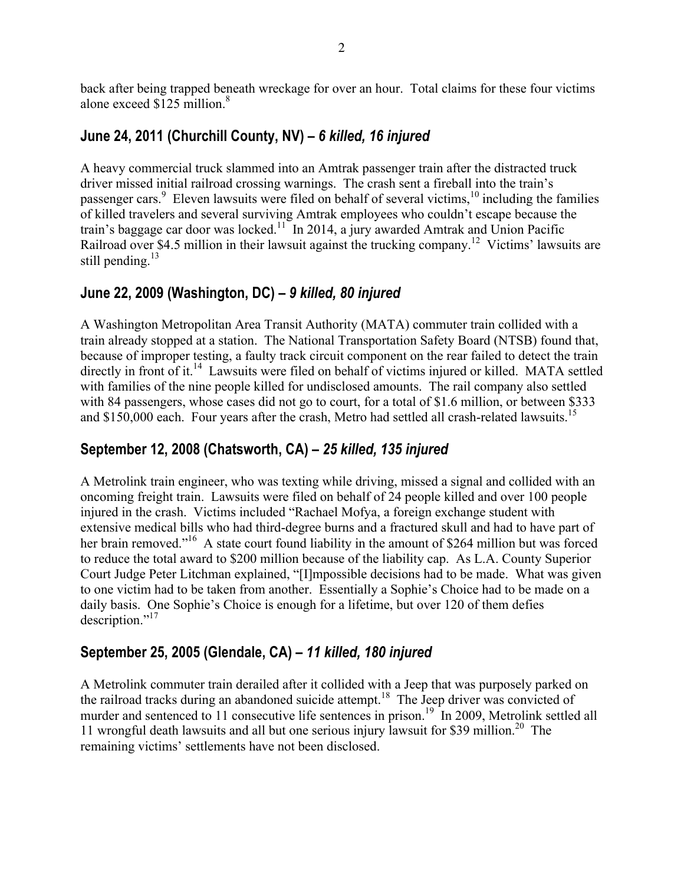back after being trapped beneath wreckage for over an hour. Total claims for these four victims alone exceed $125 million.[8]

## June 24, 2011 (Churchill County, NV) – *6 killed, 16 injured*

A heavy commercial truck slammed into an Amtrak passenger train after the distracted truck driver missed initial railroad crossing warnings. The crash sent a fireball into the train's passenger cars.[9] Eleven lawsuits were filed on behalf of several victims,[10] including the families of killed travelers and several surviving Amtrak employees who couldn't escape because the train's baggage car door was locked.[11] In 2014, a jury awarded Amtrak and Union Pacific Railroad over $4.5 million in their lawsuit against the trucking company.[12] Victims' lawsuits are still pending.[13]

## June 22, 2009 (Washington, DC) – *9 killed, 80 injured*

A Washington Metropolitan Area Transit Authority (MATA) commuter train collided with a train already stopped at a station. The National Transportation Safety Board (NTSB) found that, because of improper testing, a faulty track circuit component on the rear failed to detect the train directly in front of it.[14] Lawsuits were filed on behalf of victims injured or killed. MATA settled with families of the nine people killed for undisclosed amounts. The rail company also settled with 84 passengers, whose cases did not go to court, for a total of $1.6 million, or between $333 and $150,000 each. Four years after the crash, Metro had settled all crash-related lawsuits.[15]

## September 12, 2008 (Chatsworth, CA) – *25 killed, 135 injured*

A Metrolink train engineer, who was texting while driving, missed a signal and collided with an oncoming freight train. Lawsuits were filed on behalf of 24 people killed and over 100 people injured in the crash. Victims included "Rachael Mofya, a foreign exchange student with extensive medical bills who had third-degree burns and a fractured skull and had to have part of her brain removed."[16] A state court found liability in the amount of $264 million but was forced to reduce the total award to $200 million because of the liability cap. As L.A. County Superior Court Judge Peter Litchman explained, "[I]mpossible decisions had to be made. What was given to one victim had to be taken from another. Essentially a Sophie's Choice had to be made on a daily basis. One Sophie's Choice is enough for a lifetime, but over 120 of them defies description."[17]

## September 25, 2005 (Glendale, CA) – *11 killed, 180 injured*

A Metrolink commuter train derailed after it collided with a Jeep that was purposely parked on the railroad tracks during an abandoned suicide attempt.[18] The Jeep driver was convicted of murder and sentenced to 11 consecutive life sentences in prison.[19] In 2009, Metrolink settled all 11 wrongful death lawsuits and all but one serious injury lawsuit for $39 million.[20] The remaining victims' settlements have not been disclosed.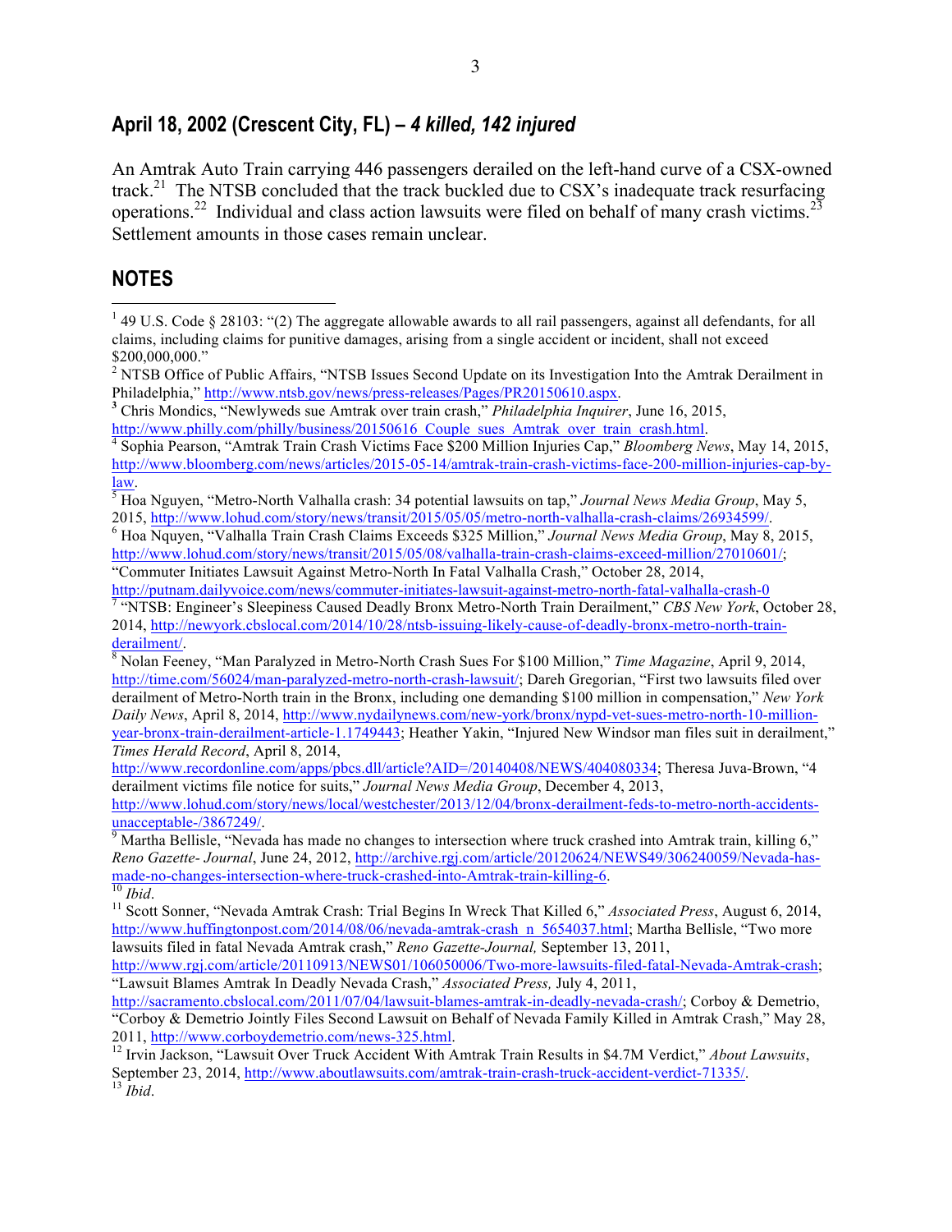## April 18, 2002 (Crescent City, FL) – *4 killed, 142 injured*

An Amtrak Auto Train carrying 446 passengers derailed on the left-hand curve of a CSX-owned track.[21] The NTSB concluded that the track buckled due to CSX's inadequate track resurfacing operations.[22] Individual and class action lawsuits were filed on behalf of many crash victims.[23] Settlement amounts in those cases remain unclear.

## NOTES

[1] 49 U.S. Code § 28103: "(2) The aggregate allowable awards to all rail passengers, against all defendants, for all claims, including claims for punitive damages, arising from a single accident or incident, shall not exceed $200,000,000."

[2] NTSB Office of Public Affairs, "NTSB Issues Second Update on its Investigation Into the Amtrak Derailment in Philadelphia," http://www.ntsb.gov/news/press-releases/Pages/PR20150610.aspx.

[3] Chris Mondics, "Newlyweds sue Amtrak over train crash," *Philadelphia Inquirer*, June 16, 2015, http://www.philly.com/philly/business/20150616_Couple_sues_Amtrak_over_train_crash.html.

[4] Sophia Pearson, "Amtrak Train Crash Victims Face $200 Million Injuries Cap," *Bloomberg News*, May 14, 2015, http://www.bloomberg.com/news/articles/2015-05-14/amtrak-train-crash-victims-face-200-million-injuries-cap-by-law.

[5] Hoa Nguyen, "Metro-North Valhalla crash: 34 potential lawsuits on tap," *Journal News Media Group*, May 5, 2015, http://www.lohud.com/story/news/transit/2015/05/05/metro-north-valhalla-crash-claims/26934599/.

[6] Hoa Nquyen, "Valhalla Train Crash Claims Exceeds $325 Million," *Journal News Media Group*, May 8, 2015, http://www.lohud.com/story/news/transit/2015/05/08/valhalla-train-crash-claims-exceed-million/27010601/; "Commuter Initiates Lawsuit Against Metro-North In Fatal Valhalla Crash," October 28, 2014, http://putnam.dailyvoice.com/news/commuter-initiates-lawsuit-against-metro-north-fatal-valhalla-crash-0

[7] "NTSB: Engineer's Sleepiness Caused Deadly Bronx Metro-North Train Derailment," *CBS New York*, October 28, 2014, http://newyork.cbslocal.com/2014/10/28/ntsb-issuing-likely-cause-of-deadly-bronx-metro-north-train-derailment/.

[8] Nolan Feeney, "Man Paralyzed in Metro-North Crash Sues For $100 Million," *Time Magazine*, April 9, 2014, http://time.com/56024/man-paralyzed-metro-north-crash-lawsuit/; Dareh Gregorian, "First two lawsuits filed over derailment of Metro-North train in the Bronx, including one demanding $100 million in compensation," *New York Daily News*, April 8, 2014, http://www.nydailynews.com/new-york/bronx/nypd-vet-sues-metro-north-10-million-year-bronx-train-derailment-article-1.1749443; Heather Yakin, "Injured New Windsor man files suit in derailment," *Times Herald Record*, April 8, 2014, http://www.recordonline.com/apps/pbcs.dll/article?AID=/20140408/NEWS/404080334; Theresa Juva-Brown, "4 derailment victims file notice for suits," *Journal News Media Group*, December 4, 2013, http://www.lohud.com/story/news/local/westchester/2013/12/04/bronx-derailment-feds-to-metro-north-accidents-unacceptable-/3867249/.

[9] Martha Bellisle, "Nevada has made no changes to intersection where truck crashed into Amtrak train, killing 6," *Reno Gazette- Journal*, June 24, 2012, http://archive.rgj.com/article/20120624/NEWS49/306240059/Nevada-has-made-no-changes-intersection-where-truck-crashed-into-Amtrak-train-killing-6.

[10] *Ibid*.

[11] Scott Sonner, "Nevada Amtrak Crash: Trial Begins In Wreck That Killed 6," *Associated Press*, August 6, 2014, http://www.huffingtonpost.com/2014/08/06/nevada-amtrak-crash_n_5654037.html; Martha Bellisle, "Two more lawsuits filed in fatal Nevada Amtrak crash," *Reno Gazette-Journal,* September 13, 2011, http://www.rgj.com/article/20110913/NEWS01/106050006/Two-more-lawsuits-filed-fatal-Nevada-Amtrak-crash; "Lawsuit Blames Amtrak In Deadly Nevada Crash," *Associated Press,* July 4, 2011, http://sacramento.cbslocal.com/2011/07/04/lawsuit-blames-amtrak-in-deadly-nevada-crash/; Corboy & Demetrio, "Corboy & Demetrio Jointly Files Second Lawsuit on Behalf of Nevada Family Killed in Amtrak Crash," May 28, 2011, http://www.corboydemetrio.com/news-325.html.

[12] Irvin Jackson, "Lawsuit Over Truck Accident With Amtrak Train Results in $4.7M Verdict," *About Lawsuits*, September 23, 2014, http://www.aboutlawsuits.com/amtrak-train-crash-truck-accident-verdict-71335/.

[13] *Ibid*.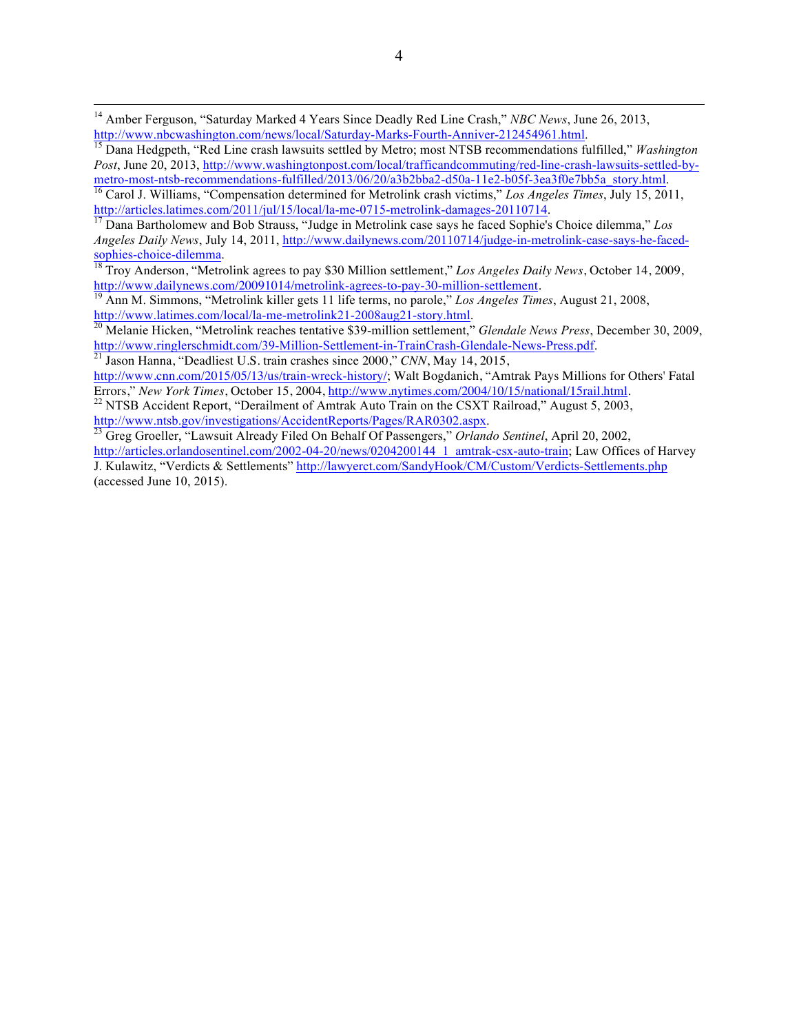[14] Amber Ferguson, "Saturday Marked 4 Years Since Deadly Red Line Crash," *NBC News*, June 26, 2013, http://www.nbcwashington.com/news/local/Saturday-Marks-Fourth-Anniver-212454961.html.

[15] Dana Hedgpeth, "Red Line crash lawsuits settled by Metro; most NTSB recommendations fulfilled," *Washington Post*, June 20, 2013, http://www.washingtonpost.com/local/trafficandcommuting/red-line-crash-lawsuits-settled-by-metro-most-ntsb-recommendations-fulfilled/2013/06/20/a3b2bba2-d50a-11e2-b05f-3ea3f0e7bb5a_story.html.

[16] Carol J. Williams, "Compensation determined for Metrolink crash victims," *Los Angeles Times*, July 15, 2011, http://articles.latimes.com/2011/jul/15/local/la-me-0715-metrolink-damages-20110714.

[17] Dana Bartholomew and Bob Strauss, "Judge in Metrolink case says he faced Sophie's Choice dilemma," *Los Angeles Daily News*, July 14, 2011, http://www.dailynews.com/20110714/judge-in-metrolink-case-says-he-faced-sophies-choice-dilemma.

[18] Troy Anderson, "Metrolink agrees to pay $30 Million settlement," *Los Angeles Daily News*, October 14, 2009, http://www.dailynews.com/20091014/metrolink-agrees-to-pay-30-million-settlement.

[19] Ann M. Simmons, "Metrolink killer gets 11 life terms, no parole," *Los Angeles Times*, August 21, 2008, http://www.latimes.com/local/la-me-metrolink21-2008aug21-story.html.

[20] Melanie Hicken, "Metrolink reaches tentative $39-million settlement," *Glendale News Press*, December 30, 2009, http://www.ringlerschmidt.com/39-Million-Settlement-in-TrainCrash-Glendale-News-Press.pdf.

[21] Jason Hanna, "Deadliest U.S. train crashes since 2000," *CNN*, May 14, 2015, http://www.cnn.com/2015/05/13/us/train-wreck-history/; Walt Bogdanich, "Amtrak Pays Millions for Others' Fatal Errors," *New York Times*, October 15, 2004, http://www.nytimes.com/2004/10/15/national/15rail.html.

[22] NTSB Accident Report, "Derailment of Amtrak Auto Train on the CSXT Railroad," August 5, 2003, http://www.ntsb.gov/investigations/AccidentReports/Pages/RAR0302.aspx.

[23] Greg Groeller, "Lawsuit Already Filed On Behalf Of Passengers," *Orlando Sentinel*, April 20, 2002, http://articles.orlandosentinel.com/2002-04-20/news/0204200144_1_amtrak-csx-auto-train; Law Offices of Harvey J. Kulawitz, "Verdicts & Settlements" http://lawyerct.com/SandyHook/CM/Custom/Verdicts-Settlements.php (accessed June 10, 2015).